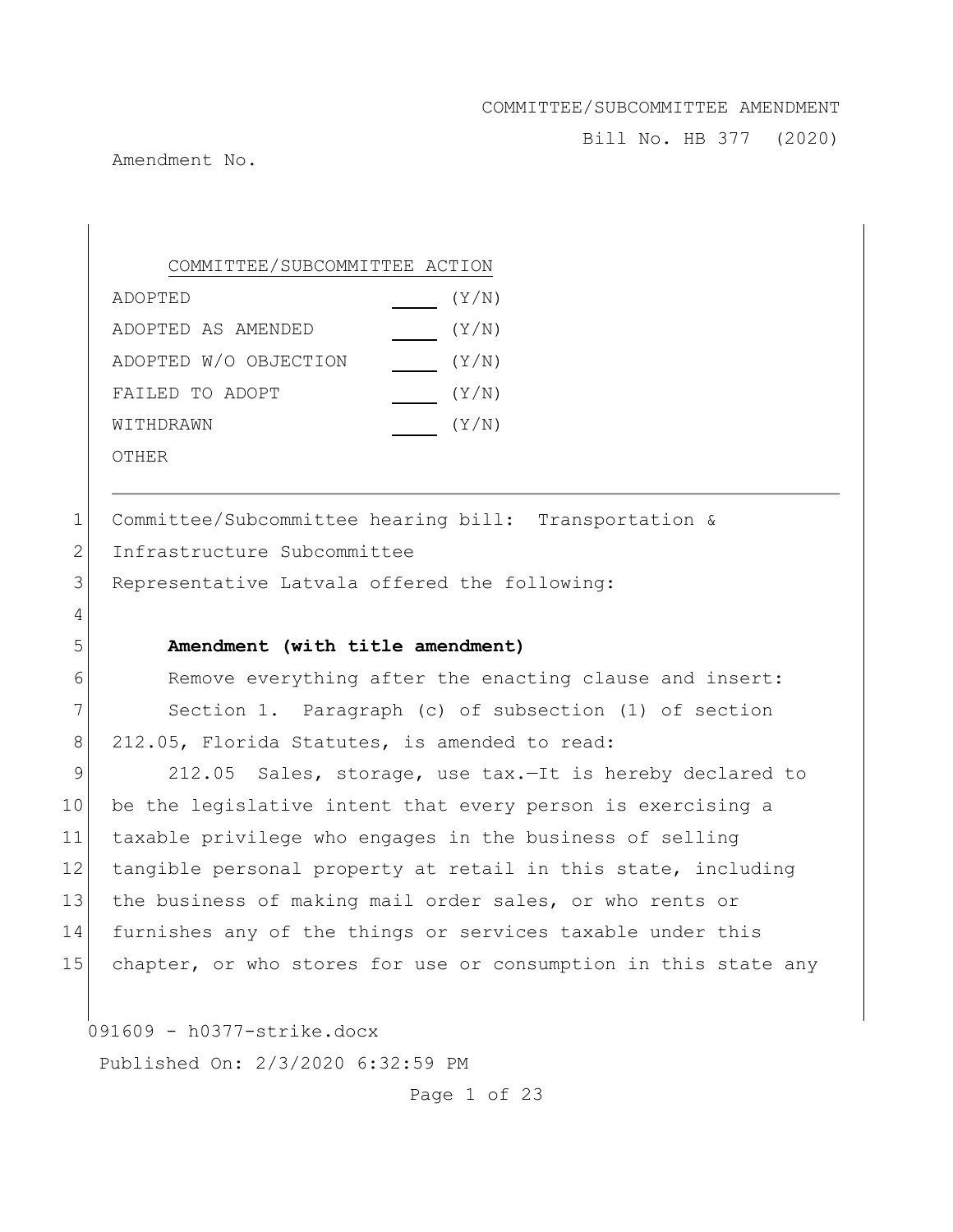COMMITTEE/SUBCOMMITTEE AMENDMENT

Bill No. HB 377 (2020)

Amendment No.

| COMMITTEE/SUBCOMMITTEE ACTION | | |
|---|---|---|
| ADOPTED | ____ | (Y/N) |
| ADOPTED AS AMENDED | ____ | (Y/N) |
| ADOPTED W/O OBJECTION | ____ | (Y/N) |
| FAILED TO ADOPT | ____ | (Y/N) |
| WITHDRAWN | ____ | (Y/N) |
| OTHER | | |

---

Committee/Subcommittee hearing bill: Transportation & Infrastructure Subcommittee

Representative Latvala offered the following:

**Amendment (with title amendment)**

Remove everything after the enacting clause and insert:

Section 1. Paragraph (c) of subsection (1) of section 212.05, Florida Statutes, is amended to read:

212.05 Sales, storage, use tax.—It is hereby declared to be the legislative intent that every person is exercising a taxable privilege who engages in the business of selling tangible personal property at retail in this state, including the business of making mail order sales, or who rents or furnishes any of the things or services taxable under this chapter, or who stores for use or consumption in this state any

091609 - h0377-strike.docx

Published On: 2/3/2020 6:32:59 PM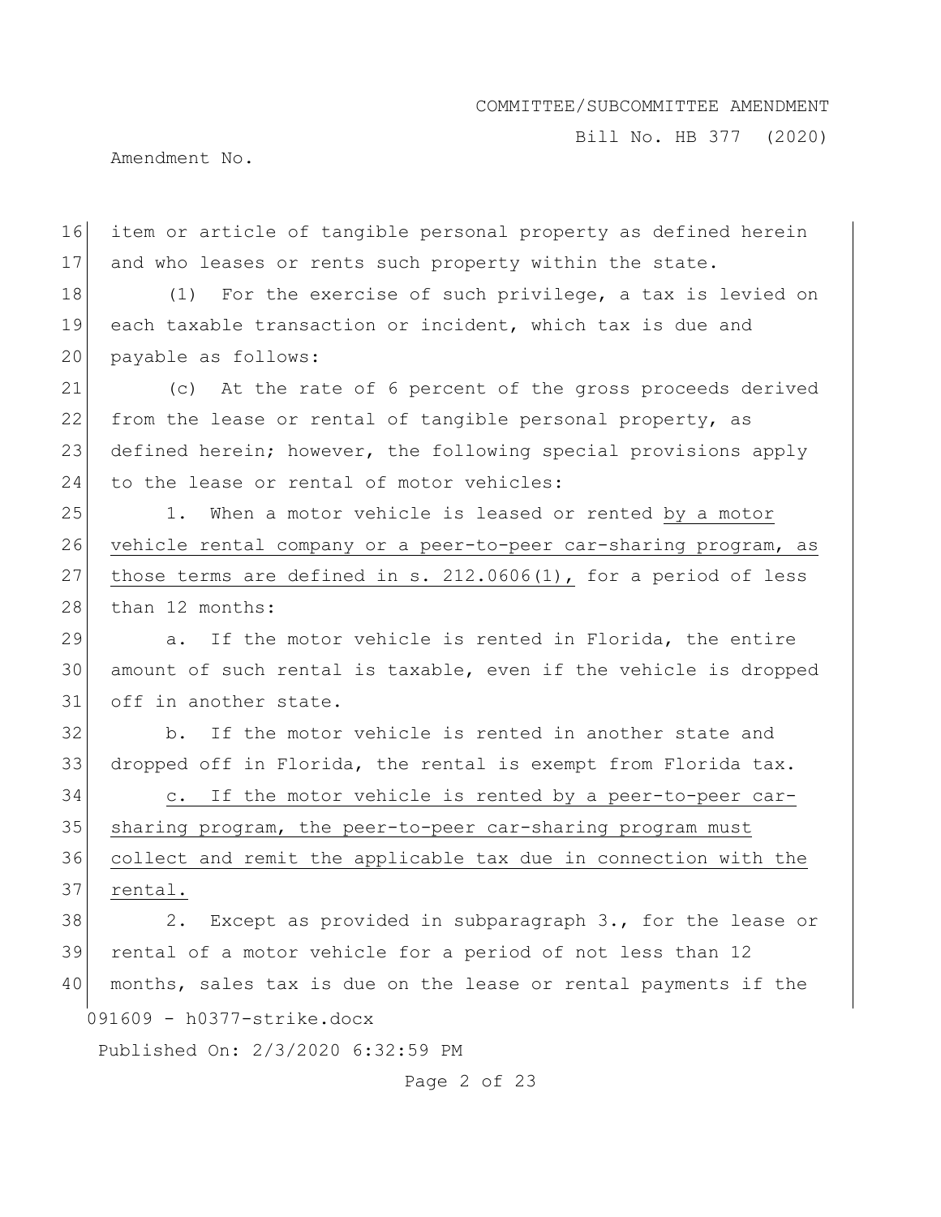item or article of tangible personal property as defined herein and who leases or rents such property within the state.

(1) For the exercise of such privilege, a tax is levied on each taxable transaction or incident, which tax is due and payable as follows:

(c) At the rate of 6 percent of the gross proceeds derived from the lease or rental of tangible personal property, as defined herein; however, the following special provisions apply to the lease or rental of motor vehicles:

1. When a motor vehicle is leased or rented by a motor vehicle rental company or a peer-to-peer car-sharing program, as those terms are defined in s. 212.0606(1), for a period of less than 12 months:

a. If the motor vehicle is rented in Florida, the entire amount of such rental is taxable, even if the vehicle is dropped off in another state.

b. If the motor vehicle is rented in another state and dropped off in Florida, the rental is exempt from Florida tax.

c. If the motor vehicle is rented by a peer-to-peer car-sharing program, the peer-to-peer car-sharing program must collect and remit the applicable tax due in connection with the rental.

2. Except as provided in subparagraph 3., for the lease or rental of a motor vehicle for a period of not less than 12 months, sales tax is due on the lease or rental payments if the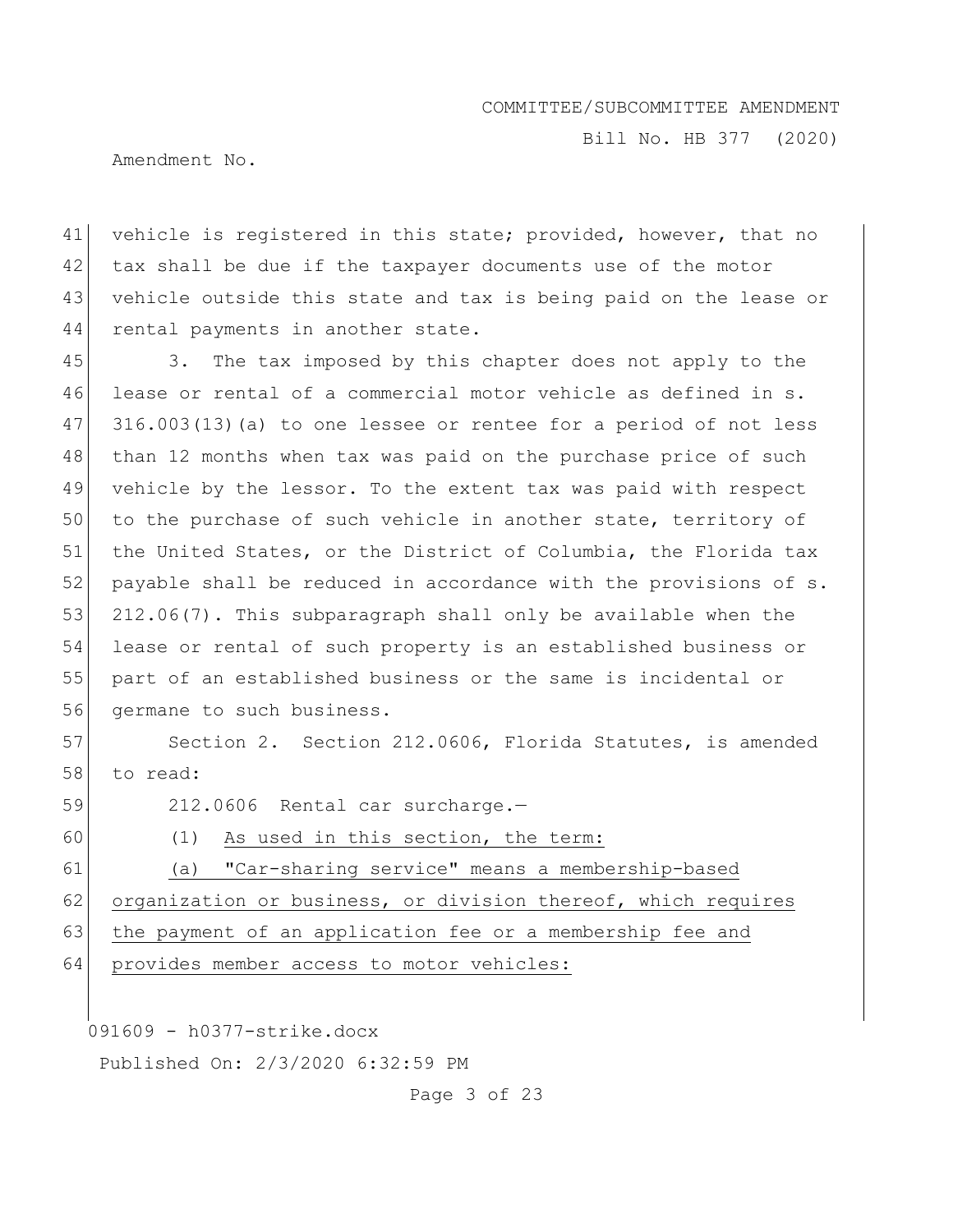vehicle is registered in this state; provided, however, that no tax shall be due if the taxpayer documents use of the motor vehicle outside this state and tax is being paid on the lease or rental payments in another state.

3. The tax imposed by this chapter does not apply to the lease or rental of a commercial motor vehicle as defined in s. 316.003(13)(a) to one lessee or rentee for a period of not less than 12 months when tax was paid on the purchase price of such vehicle by the lessor. To the extent tax was paid with respect to the purchase of such vehicle in another state, territory of the United States, or the District of Columbia, the Florida tax payable shall be reduced in accordance with the provisions of s. 212.06(7). This subparagraph shall only be available when the lease or rental of such property is an established business or part of an established business or the same is incidental or germane to such business.

Section 2. Section 212.0606, Florida Statutes, is amended to read:

212.0606 Rental car surcharge.—

(1) As used in this section, the term:

(a) "Car-sharing service" means a membership-based organization or business, or division thereof, which requires the payment of an application fee or a membership fee and provides member access to motor vehicles: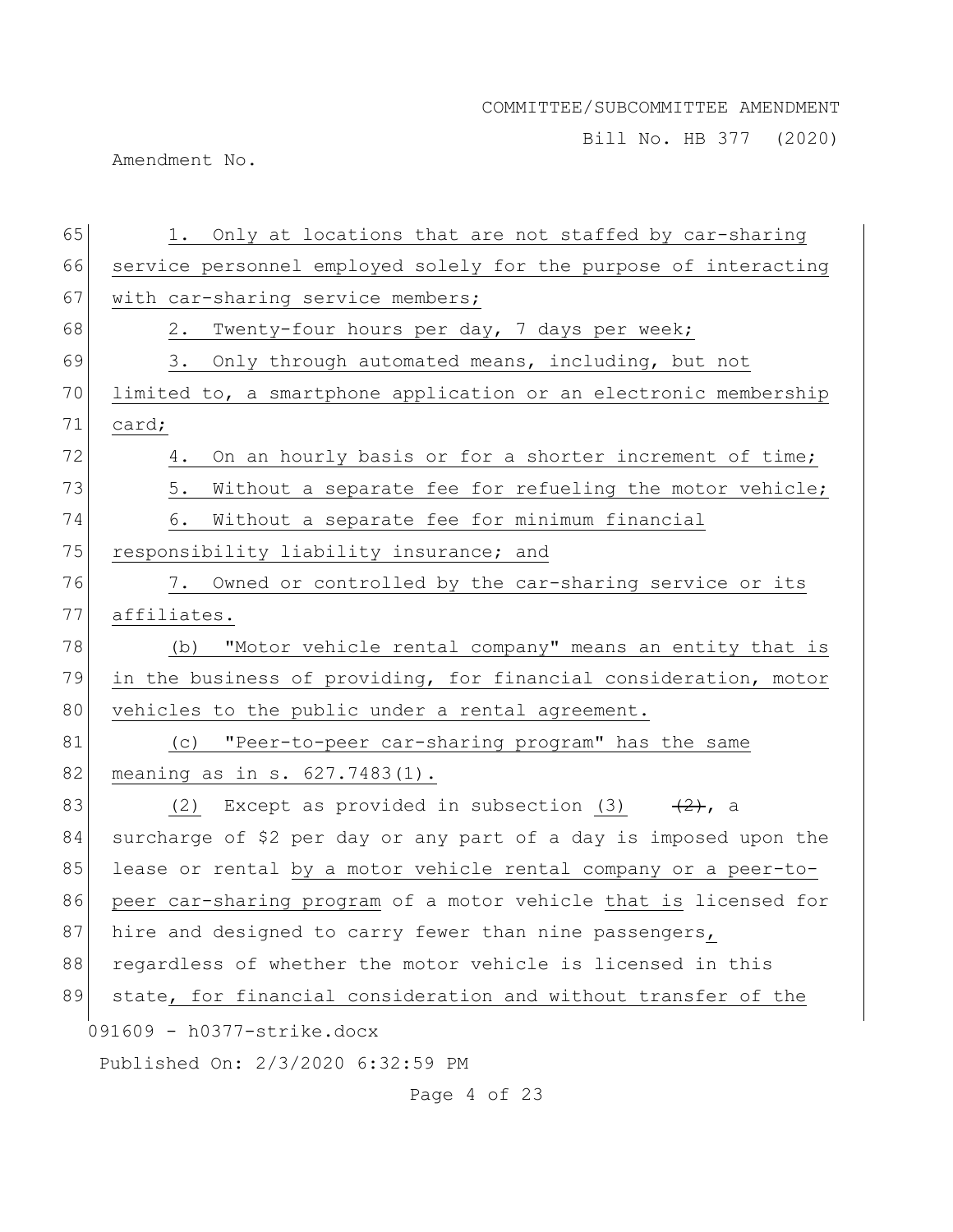1. Only at locations that are not staffed by car-sharing service personnel employed solely for the purpose of interacting with car-sharing service members;

2. Twenty-four hours per day, 7 days per week;

3. Only through automated means, including, but not limited to, a smartphone application or an electronic membership card;

4. On an hourly basis or for a shorter increment of time;

5. Without a separate fee for refueling the motor vehicle;

6. Without a separate fee for minimum financial responsibility liability insurance; and

7. Owned or controlled by the car-sharing service or its affiliates.

(b) "Motor vehicle rental company" means an entity that is in the business of providing, for financial consideration, motor vehicles to the public under a rental agreement.

(c) "Peer-to-peer car-sharing program" has the same meaning as in s. 627.7483(1).

(2) Except as provided in subsection (3) ~~(2)~~, a surcharge of $2 per day or any part of a day is imposed upon the lease or rental by a motor vehicle rental company or a peer-to-peer car-sharing program of a motor vehicle that is licensed for hire and designed to carry fewer than nine passengers, regardless of whether the motor vehicle is licensed in this state, for financial consideration and without transfer of the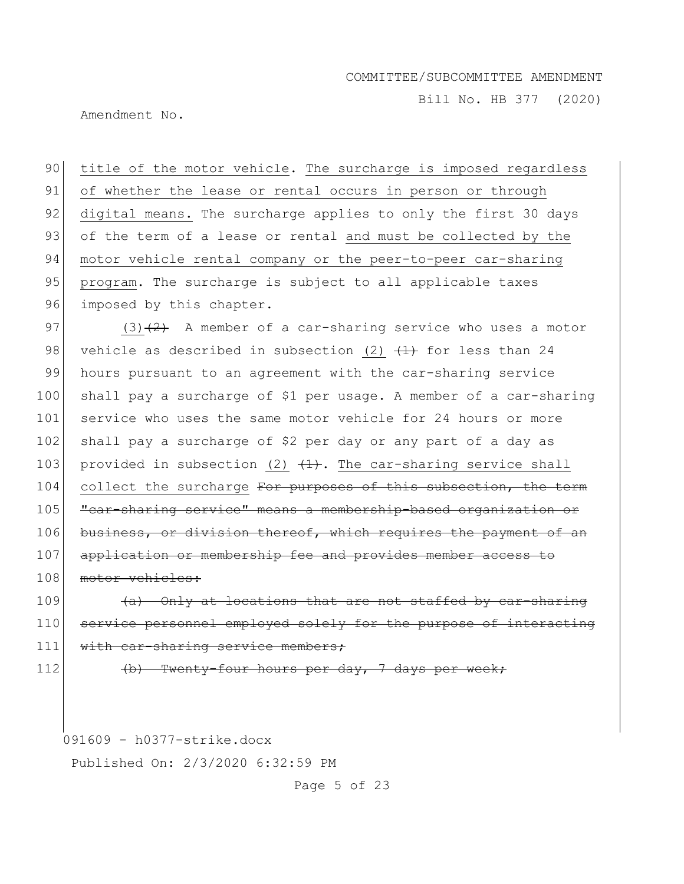title of the motor vehicle. The surcharge is imposed regardless of whether the lease or rental occurs in person or through digital means. The surcharge applies to only the first 30 days of the term of a lease or rental and must be collected by the motor vehicle rental company or the peer-to-peer car-sharing program. The surcharge is subject to all applicable taxes imposed by this chapter.

(3) ~~(2)~~ A member of a car-sharing service who uses a motor vehicle as described in subsection (2) ~~(1)~~ for less than 24 hours pursuant to an agreement with the car-sharing service shall pay a surcharge of $1 per usage. A member of a car-sharing service who uses the same motor vehicle for 24 hours or more shall pay a surcharge of $2 per day or any part of a day as provided in subsection (2) ~~(1)~~. The car-sharing service shall collect the surcharge ~~For purposes of this subsection, the term "car-sharing service" means a membership-based organization or business, or division thereof, which requires the payment of an application or membership fee and provides member access to motor vehicles:~~

~~(a) Only at locations that are not staffed by car-sharing service personnel employed solely for the purpose of interacting with car-sharing service members;~~

~~(b) Twenty-four hours per day, 7 days per week;~~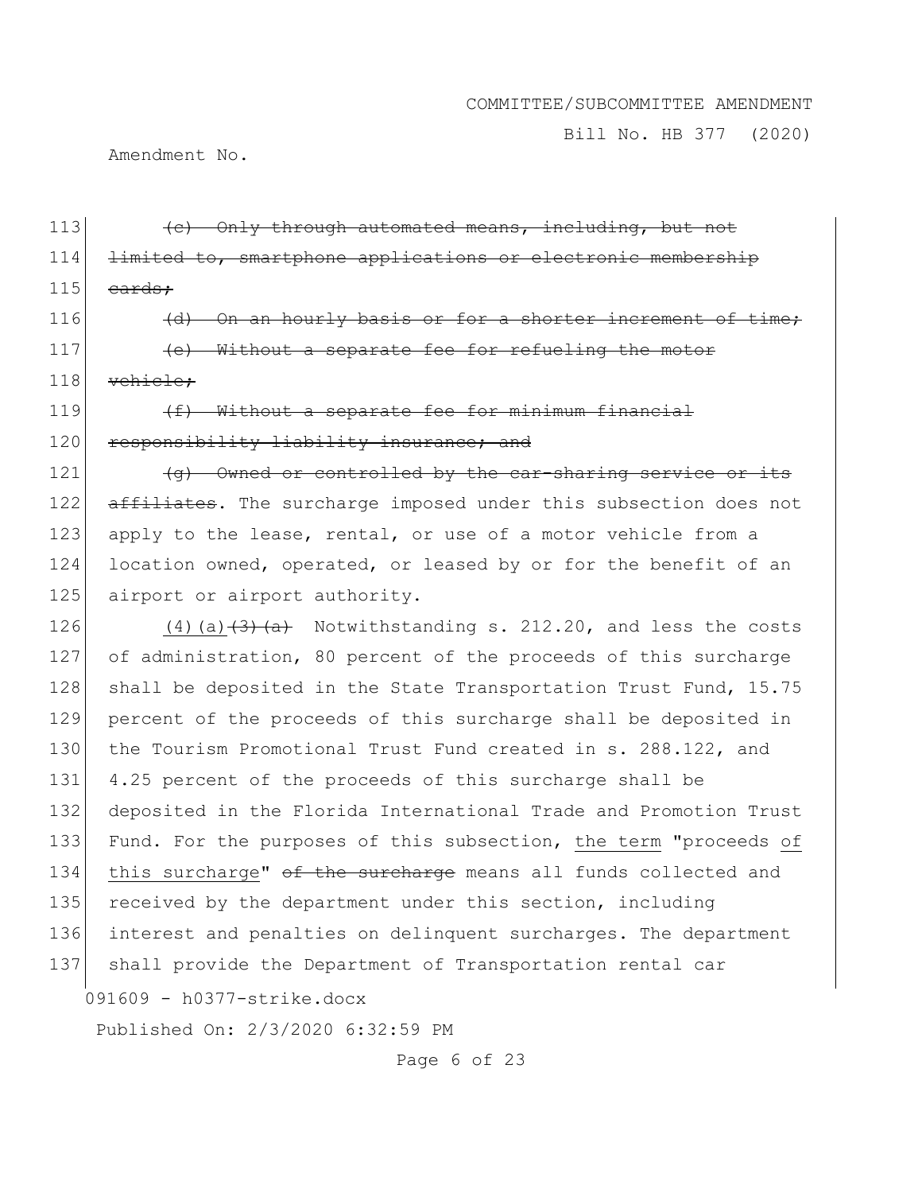~~(c) Only through automated means, including, but not limited to, smartphone applications or electronic membership cards;~~

~~(d) On an hourly basis or for a shorter increment of time;~~

~~(e) Without a separate fee for refueling the motor vehicle;~~

~~(f) Without a separate fee for minimum financial responsibility liability insurance; and~~

~~(g) Owned or controlled by the car-sharing service or its affiliates~~. The surcharge imposed under this subsection does not apply to the lease, rental, or use of a motor vehicle from a location owned, operated, or leased by or for the benefit of an airport or airport authority.

(4)(a)~~(3)(a)~~ Notwithstanding s. 212.20, and less the costs of administration, 80 percent of the proceeds of this surcharge shall be deposited in the State Transportation Trust Fund, 15.75 percent of the proceeds of this surcharge shall be deposited in the Tourism Promotional Trust Fund created in s. 288.122, and 4.25 percent of the proceeds of this surcharge shall be deposited in the Florida International Trade and Promotion Trust Fund. For the purposes of this subsection, the term "proceeds of this surcharge" ~~of the surcharge~~ means all funds collected and received by the department under this section, including interest and penalties on delinquent surcharges. The department shall provide the Department of Transportation rental car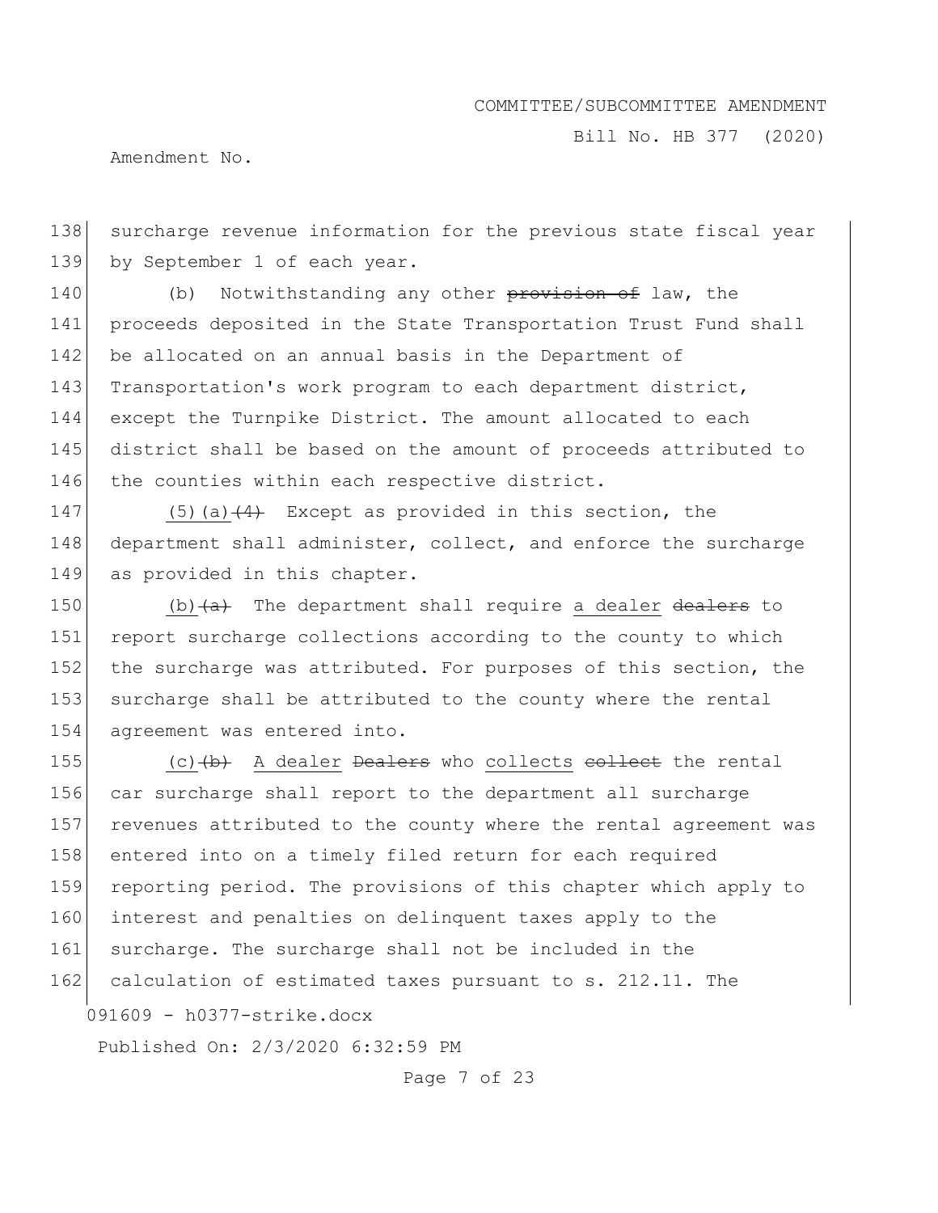138 surcharge revenue information for the previous state fiscal year
139 by September 1 of each year.

140 (b) Notwithstanding any other ~~provision of~~ law, the
141 proceeds deposited in the State Transportation Trust Fund shall
142 be allocated on an annual basis in the Department of
143 Transportation's work program to each department district,
144 except the Turnpike District. The amount allocated to each
145 district shall be based on the amount of proceeds attributed to
146 the counties within each respective district.

147 <u>(5)(a)</u>~~(4)~~ Except as provided in this section, the
148 department shall administer, collect, and enforce the surcharge
149 as provided in this chapter.

150 <u>(b)</u>~~(a)~~ The department shall require <u>a dealer</u> ~~dealers~~ to
151 report surcharge collections according to the county to which
152 the surcharge was attributed. For purposes of this section, the
153 surcharge shall be attributed to the county where the rental
154 agreement was entered into.

155 <u>(c)</u>~~(b)~~ <u>A dealer</u> ~~Dealers~~ who <u>collects</u> ~~collect~~ the rental
156 car surcharge shall report to the department all surcharge
157 revenues attributed to the county where the rental agreement was
158 entered into on a timely filed return for each required
159 reporting period. The provisions of this chapter which apply to
160 interest and penalties on delinquent taxes apply to the
161 surcharge. The surcharge shall not be included in the
162 calculation of estimated taxes pursuant to s. 212.11. The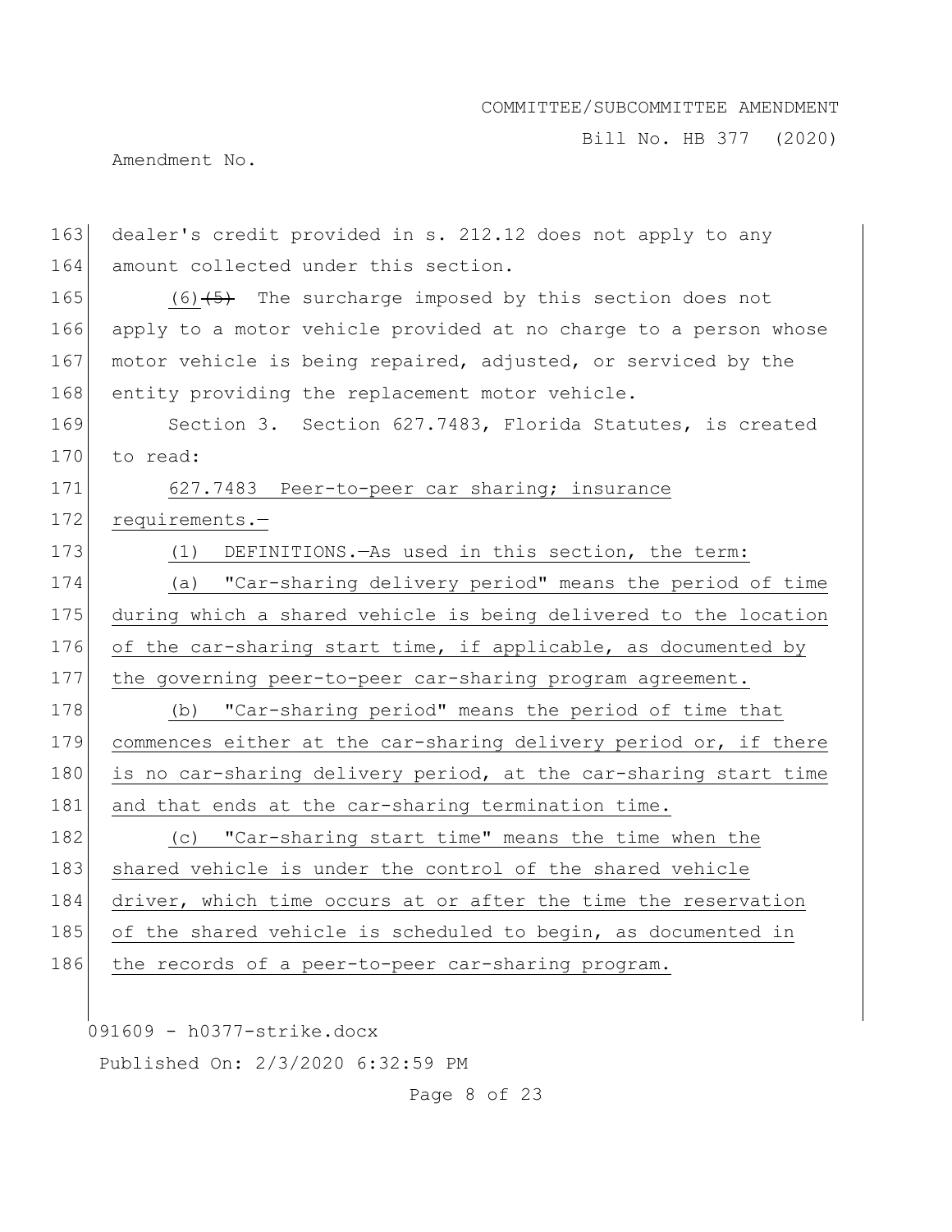dealer's credit provided in s. 212.12 does not apply to any amount collected under this section.

(6) ~~(5)~~ The surcharge imposed by this section does not apply to a motor vehicle provided at no charge to a person whose motor vehicle is being repaired, adjusted, or serviced by the entity providing the replacement motor vehicle.

Section 3. Section 627.7483, Florida Statutes, is created to read:

627.7483 Peer-to-peer car sharing; insurance requirements.—

(1) DEFINITIONS.—As used in this section, the term:

(a) "Car-sharing delivery period" means the period of time during which a shared vehicle is being delivered to the location of the car-sharing start time, if applicable, as documented by the governing peer-to-peer car-sharing program agreement.

(b) "Car-sharing period" means the period of time that commences either at the car-sharing delivery period or, if there is no car-sharing delivery period, at the car-sharing start time and that ends at the car-sharing termination time.

(c) "Car-sharing start time" means the time when the shared vehicle is under the control of the shared vehicle driver, which time occurs at or after the time the reservation of the shared vehicle is scheduled to begin, as documented in the records of a peer-to-peer car-sharing program.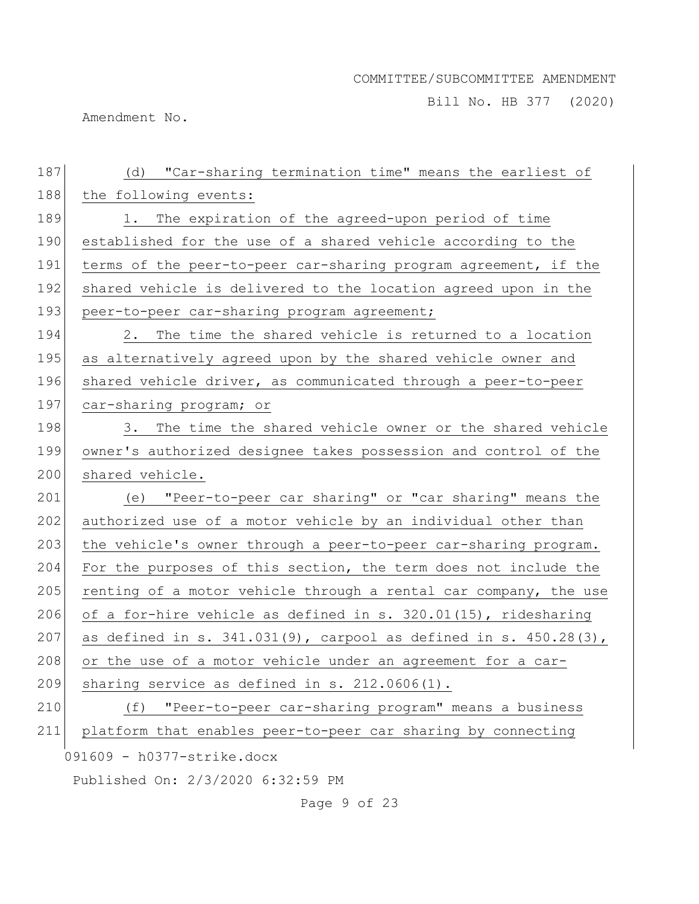(d) "Car-sharing termination time" means the earliest of the following events:

1. The expiration of the agreed-upon period of time established for the use of a shared vehicle according to the terms of the peer-to-peer car-sharing program agreement, if the shared vehicle is delivered to the location agreed upon in the peer-to-peer car-sharing program agreement;

2. The time the shared vehicle is returned to a location as alternatively agreed upon by the shared vehicle owner and shared vehicle driver, as communicated through a peer-to-peer car-sharing program; or

3. The time the shared vehicle owner or the shared vehicle owner's authorized designee takes possession and control of the shared vehicle.

(e) "Peer-to-peer car sharing" or "car sharing" means the authorized use of a motor vehicle by an individual other than the vehicle's owner through a peer-to-peer car-sharing program. For the purposes of this section, the term does not include the renting of a motor vehicle through a rental car company, the use of a for-hire vehicle as defined in s. 320.01(15), ridesharing as defined in s. 341.031(9), carpool as defined in s. 450.28(3), or the use of a motor vehicle under an agreement for a car-sharing service as defined in s. 212.0606(1).

(f) "Peer-to-peer car-sharing program" means a business platform that enables peer-to-peer car sharing by connecting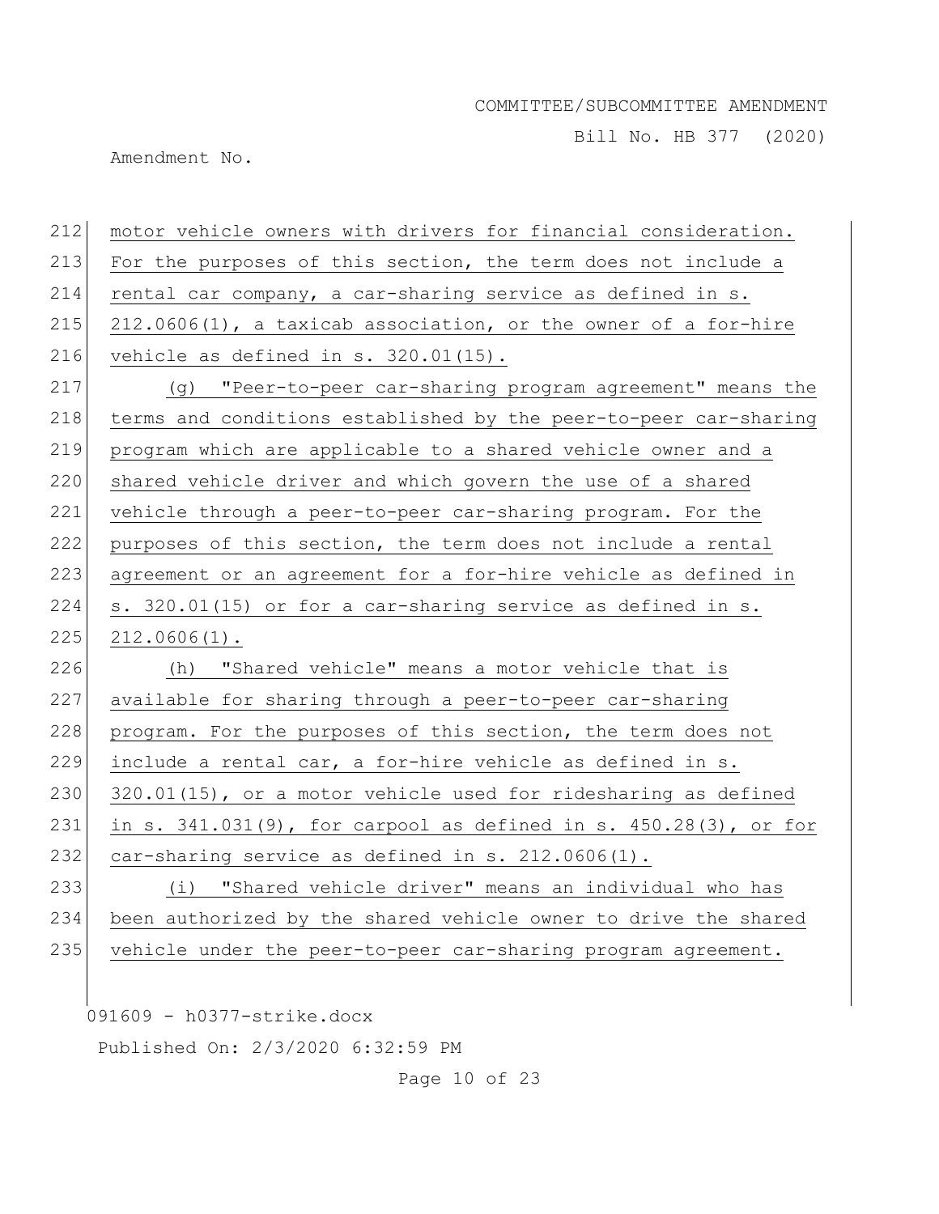motor vehicle owners with drivers for financial consideration. For the purposes of this section, the term does not include a rental car company, a car-sharing service as defined in s. 212.0606(1), a taxicab association, or the owner of a for-hire vehicle as defined in s. 320.01(15).

(g) "Peer-to-peer car-sharing program agreement" means the terms and conditions established by the peer-to-peer car-sharing program which are applicable to a shared vehicle owner and a shared vehicle driver and which govern the use of a shared vehicle through a peer-to-peer car-sharing program. For the purposes of this section, the term does not include a rental agreement or an agreement for a for-hire vehicle as defined in s. 320.01(15) or for a car-sharing service as defined in s. 212.0606(1).

(h) "Shared vehicle" means a motor vehicle that is available for sharing through a peer-to-peer car-sharing program. For the purposes of this section, the term does not include a rental car, a for-hire vehicle as defined in s. 320.01(15), or a motor vehicle used for ridesharing as defined in s. 341.031(9), for carpool as defined in s. 450.28(3), or for car-sharing service as defined in s. 212.0606(1).

(i) "Shared vehicle driver" means an individual who has been authorized by the shared vehicle owner to drive the shared vehicle under the peer-to-peer car-sharing program agreement.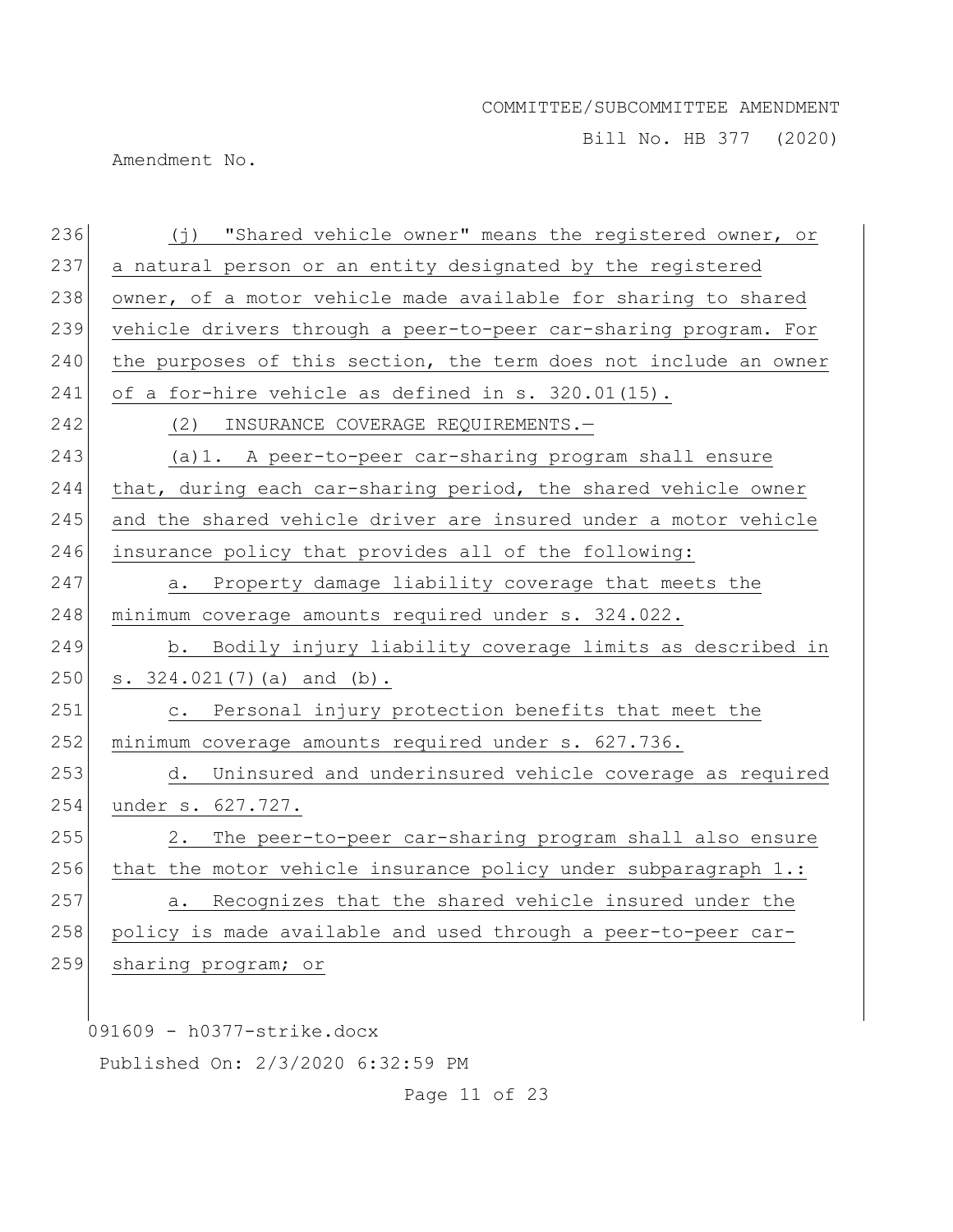(j) "Shared vehicle owner" means the registered owner, or a natural person or an entity designated by the registered owner, of a motor vehicle made available for sharing to shared vehicle drivers through a peer-to-peer car-sharing program. For the purposes of this section, the term does not include an owner of a for-hire vehicle as defined in s. 320.01(15).

(2) INSURANCE COVERAGE REQUIREMENTS.—

(a)1. A peer-to-peer car-sharing program shall ensure that, during each car-sharing period, the shared vehicle owner and the shared vehicle driver are insured under a motor vehicle insurance policy that provides all of the following:

a. Property damage liability coverage that meets the minimum coverage amounts required under s. 324.022.

b. Bodily injury liability coverage limits as described in s. 324.021(7)(a) and (b).

c. Personal injury protection benefits that meet the minimum coverage amounts required under s. 627.736.

d. Uninsured and underinsured vehicle coverage as required under s. 627.727.

2. The peer-to-peer car-sharing program shall also ensure that the motor vehicle insurance policy under subparagraph 1.:

a. Recognizes that the shared vehicle insured under the policy is made available and used through a peer-to-peer car-sharing program; or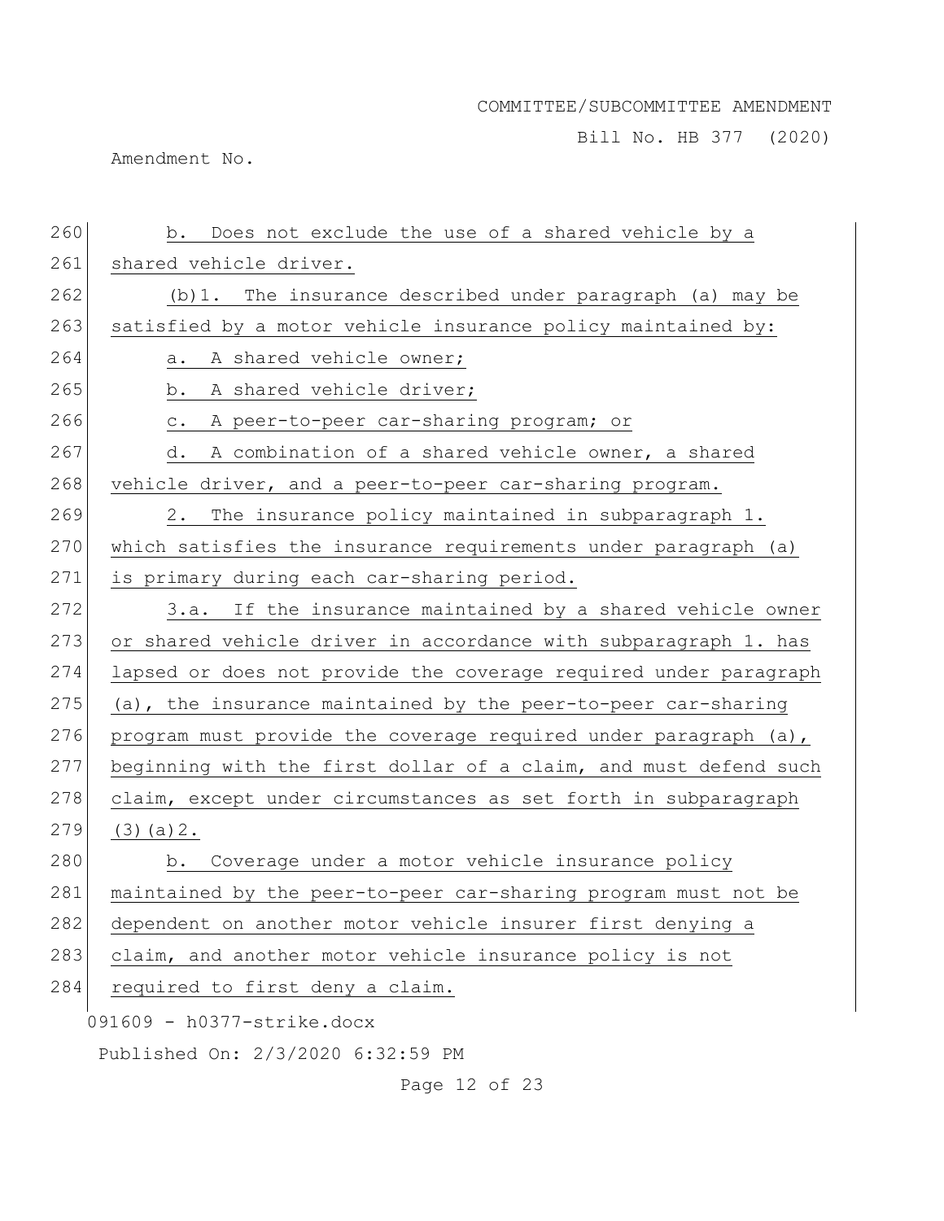b. Does not exclude the use of a shared vehicle by a shared vehicle driver.

(b)1. The insurance described under paragraph (a) may be satisfied by a motor vehicle insurance policy maintained by:

a. A shared vehicle owner;

b. A shared vehicle driver;

c. A peer-to-peer car-sharing program; or

d. A combination of a shared vehicle owner, a shared vehicle driver, and a peer-to-peer car-sharing program.

2. The insurance policy maintained in subparagraph 1. which satisfies the insurance requirements under paragraph (a) is primary during each car-sharing period.

3.a. If the insurance maintained by a shared vehicle owner or shared vehicle driver in accordance with subparagraph 1. has lapsed or does not provide the coverage required under paragraph (a), the insurance maintained by the peer-to-peer car-sharing program must provide the coverage required under paragraph (a), beginning with the first dollar of a claim, and must defend such claim, except under circumstances as set forth in subparagraph (3)(a)2.

b. Coverage under a motor vehicle insurance policy maintained by the peer-to-peer car-sharing program must not be dependent on another motor vehicle insurer first denying a claim, and another motor vehicle insurance policy is not required to first deny a claim.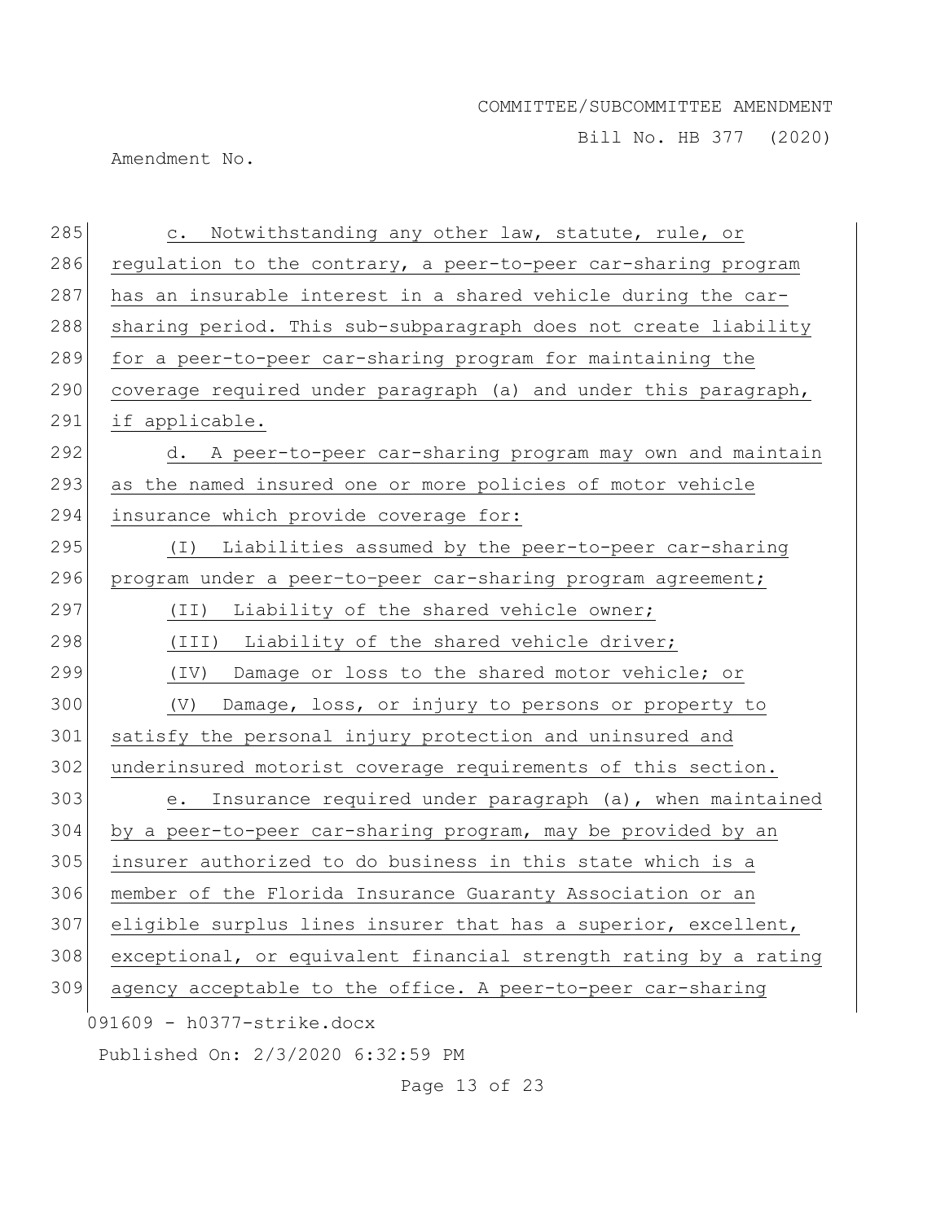c. Notwithstanding any other law, statute, rule, or regulation to the contrary, a peer-to-peer car-sharing program has an insurable interest in a shared vehicle during the car-sharing period. This sub-subparagraph does not create liability for a peer-to-peer car-sharing program for maintaining the coverage required under paragraph (a) and under this paragraph, if applicable.

d. A peer-to-peer car-sharing program may own and maintain as the named insured one or more policies of motor vehicle insurance which provide coverage for:

(I) Liabilities assumed by the peer-to-peer car-sharing program under a peer-to-peer car-sharing program agreement;

(II) Liability of the shared vehicle owner;

(III) Liability of the shared vehicle driver;

(IV) Damage or loss to the shared motor vehicle; or

(V) Damage, loss, or injury to persons or property to satisfy the personal injury protection and uninsured and underinsured motorist coverage requirements of this section.

e. Insurance required under paragraph (a), when maintained by a peer-to-peer car-sharing program, may be provided by an insurer authorized to do business in this state which is a member of the Florida Insurance Guaranty Association or an eligible surplus lines insurer that has a superior, excellent, exceptional, or equivalent financial strength rating by a rating agency acceptable to the office. A peer-to-peer car-sharing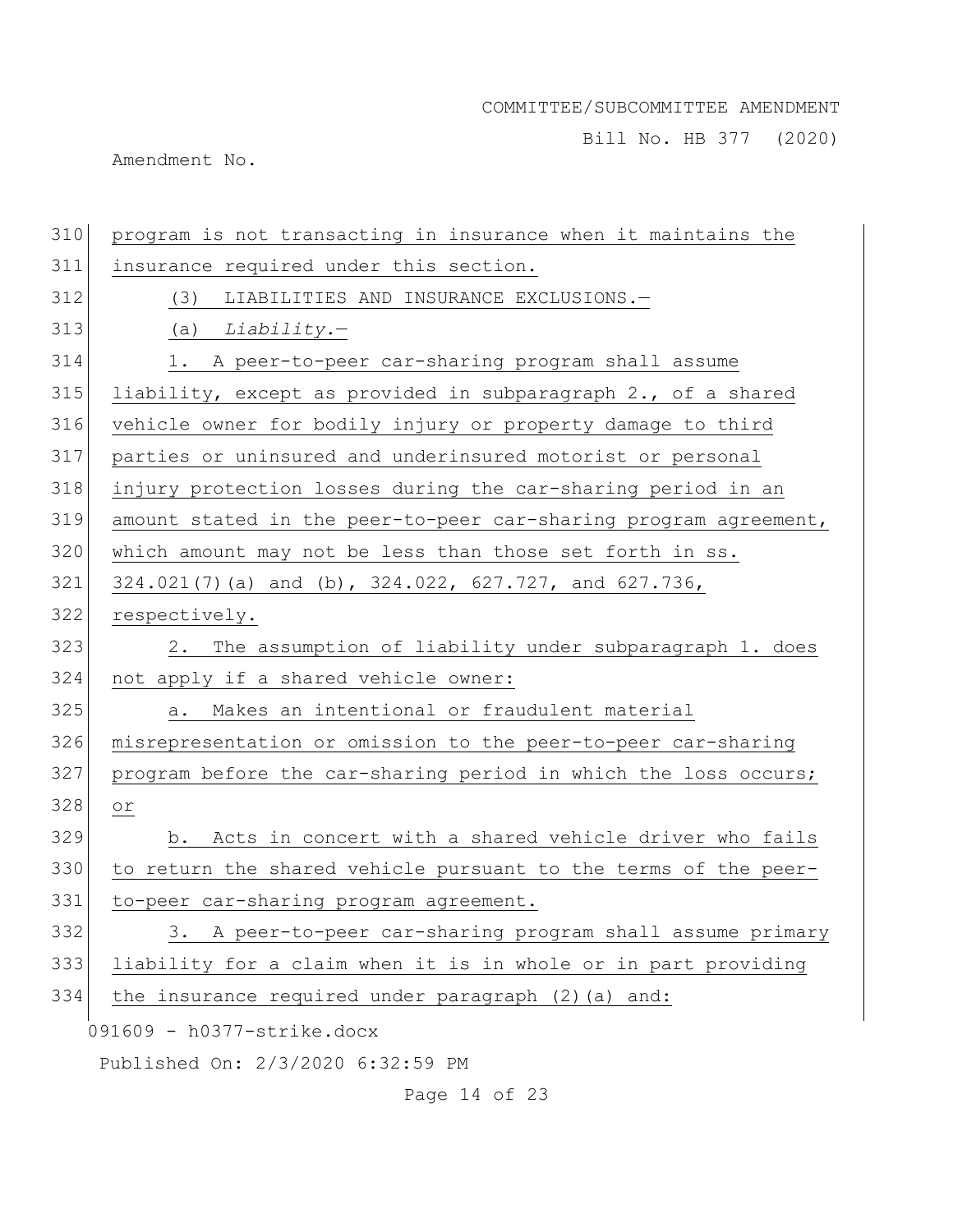program is not transacting in insurance when it maintains the insurance required under this section.

(3) LIABILITIES AND INSURANCE EXCLUSIONS.—

(a) *Liability.*—

1. A peer-to-peer car-sharing program shall assume liability, except as provided in subparagraph 2., of a shared vehicle owner for bodily injury or property damage to third parties or uninsured and underinsured motorist or personal injury protection losses during the car-sharing period in an amount stated in the peer-to-peer car-sharing program agreement, which amount may not be less than those set forth in ss. 324.021(7)(a) and (b), 324.022, 627.727, and 627.736, respectively.

2. The assumption of liability under subparagraph 1. does not apply if a shared vehicle owner:

a. Makes an intentional or fraudulent material misrepresentation or omission to the peer-to-peer car-sharing program before the car-sharing period in which the loss occurs; or

b. Acts in concert with a shared vehicle driver who fails to return the shared vehicle pursuant to the terms of the peer-to-peer car-sharing program agreement.

3. A peer-to-peer car-sharing program shall assume primary liability for a claim when it is in whole or in part providing the insurance required under paragraph (2)(a) and: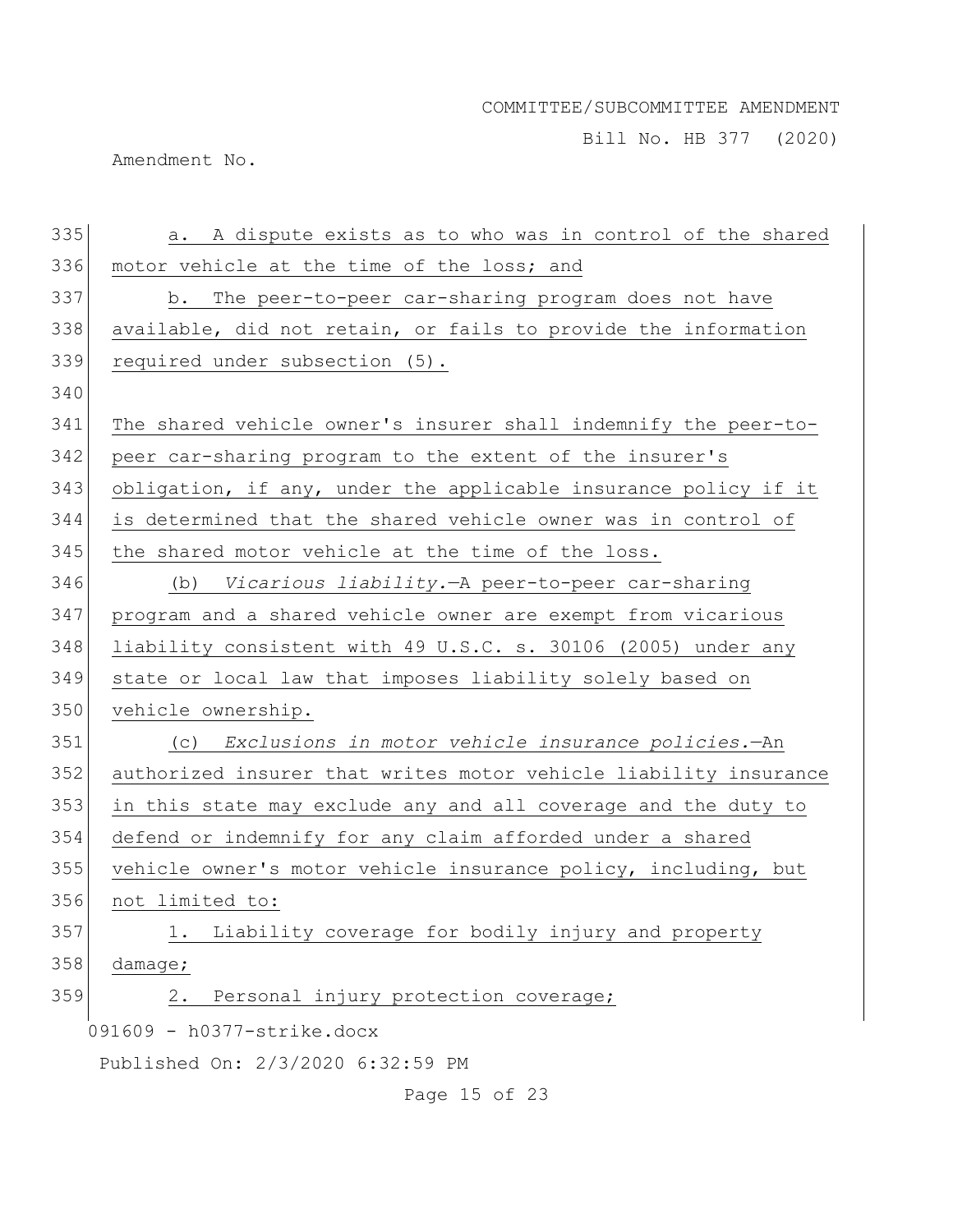a. A dispute exists as to who was in control of the shared motor vehicle at the time of the loss; and

b. The peer-to-peer car-sharing program does not have available, did not retain, or fails to provide the information required under subsection (5).

The shared vehicle owner's insurer shall indemnify the peer-to-peer car-sharing program to the extent of the insurer's obligation, if any, under the applicable insurance policy if it is determined that the shared vehicle owner was in control of the shared motor vehicle at the time of the loss.

(b) *Vicarious liability.*—A peer-to-peer car-sharing program and a shared vehicle owner are exempt from vicarious liability consistent with 49 U.S.C. s. 30106 (2005) under any state or local law that imposes liability solely based on vehicle ownership.

(c) *Exclusions in motor vehicle insurance policies.*—An authorized insurer that writes motor vehicle liability insurance in this state may exclude any and all coverage and the duty to defend or indemnify for any claim afforded under a shared vehicle owner's motor vehicle insurance policy, including, but not limited to:

1. Liability coverage for bodily injury and property damage;

2. Personal injury protection coverage;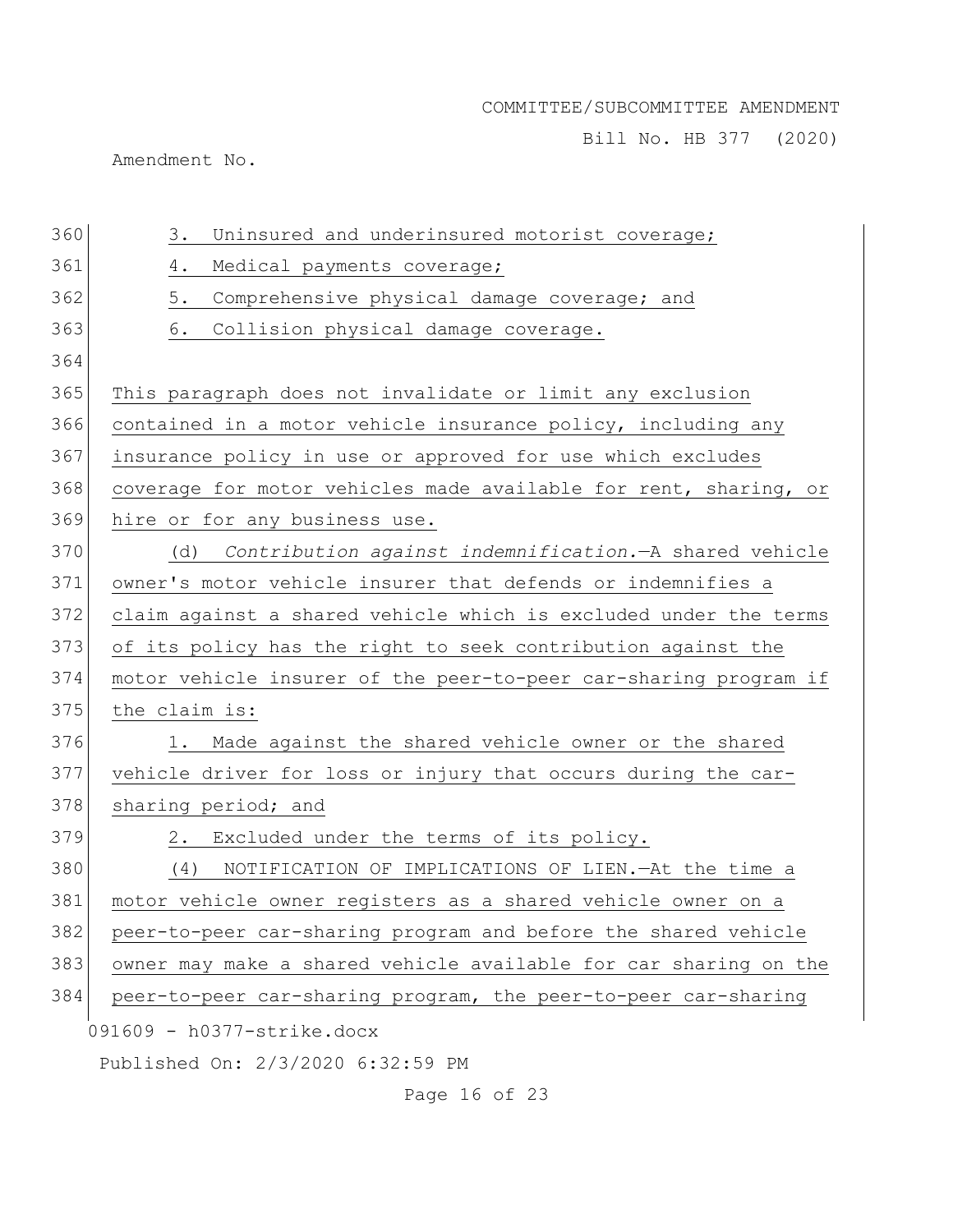3. Uninsured and underinsured motorist coverage;

4. Medical payments coverage;

5. Comprehensive physical damage coverage; and

6. Collision physical damage coverage.

This paragraph does not invalidate or limit any exclusion contained in a motor vehicle insurance policy, including any insurance policy in use or approved for use which excludes coverage for motor vehicles made available for rent, sharing, or hire or for any business use.

(d) *Contribution against indemnification.*—A shared vehicle owner's motor vehicle insurer that defends or indemnifies a claim against a shared vehicle which is excluded under the terms of its policy has the right to seek contribution against the motor vehicle insurer of the peer-to-peer car-sharing program if the claim is:

1. Made against the shared vehicle owner or the shared vehicle driver for loss or injury that occurs during the car-sharing period; and

2. Excluded under the terms of its policy.

(4) NOTIFICATION OF IMPLICATIONS OF LIEN.—At the time a motor vehicle owner registers as a shared vehicle owner on a peer-to-peer car-sharing program and before the shared vehicle owner may make a shared vehicle available for car sharing on the peer-to-peer car-sharing program, the peer-to-peer car-sharing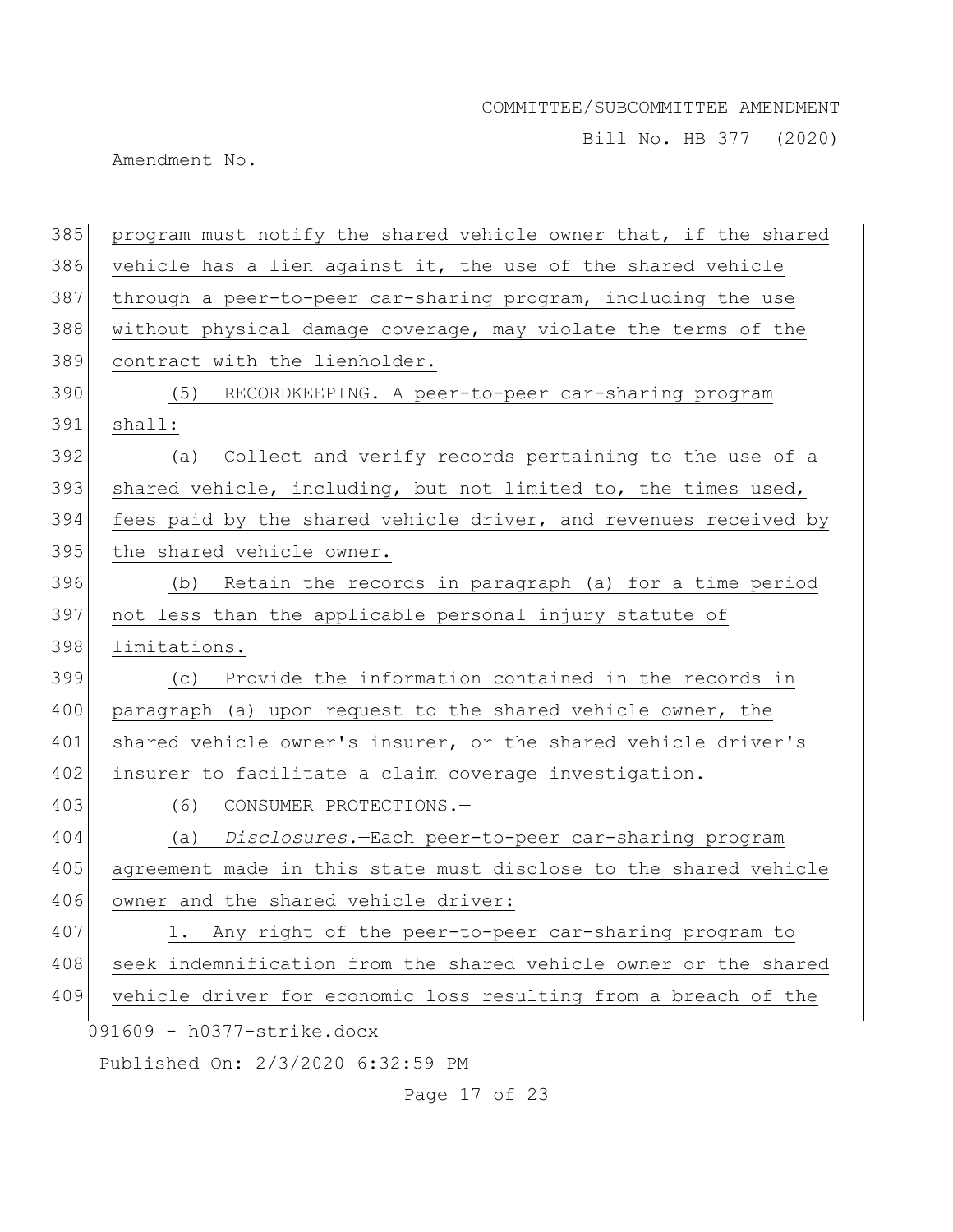program must notify the shared vehicle owner that, if the shared vehicle has a lien against it, the use of the shared vehicle through a peer-to-peer car-sharing program, including the use without physical damage coverage, may violate the terms of the contract with the lienholder.

(5) RECORDKEEPING.—A peer-to-peer car-sharing program shall:

(a) Collect and verify records pertaining to the use of a shared vehicle, including, but not limited to, the times used, fees paid by the shared vehicle driver, and revenues received by the shared vehicle owner.

(b) Retain the records in paragraph (a) for a time period not less than the applicable personal injury statute of limitations.

(c) Provide the information contained in the records in paragraph (a) upon request to the shared vehicle owner, the shared vehicle owner's insurer, or the shared vehicle driver's insurer to facilitate a claim coverage investigation.

(6) CONSUMER PROTECTIONS.—

(a) *Disclosures.*—Each peer-to-peer car-sharing program agreement made in this state must disclose to the shared vehicle owner and the shared vehicle driver:

1. Any right of the peer-to-peer car-sharing program to seek indemnification from the shared vehicle owner or the shared vehicle driver for economic loss resulting from a breach of the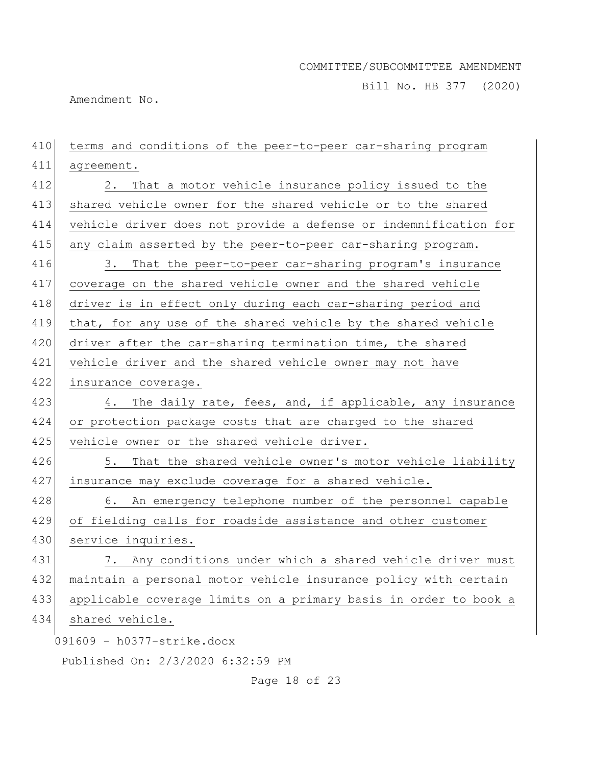terms and conditions of the peer-to-peer car-sharing program agreement.

2. That a motor vehicle insurance policy issued to the shared vehicle owner for the shared vehicle or to the shared vehicle driver does not provide a defense or indemnification for any claim asserted by the peer-to-peer car-sharing program.

3. That the peer-to-peer car-sharing program's insurance coverage on the shared vehicle owner and the shared vehicle driver is in effect only during each car-sharing period and that, for any use of the shared vehicle by the shared vehicle driver after the car-sharing termination time, the shared vehicle driver and the shared vehicle owner may not have insurance coverage.

4. The daily rate, fees, and, if applicable, any insurance or protection package costs that are charged to the shared vehicle owner or the shared vehicle driver.

5. That the shared vehicle owner's motor vehicle liability insurance may exclude coverage for a shared vehicle.

6. An emergency telephone number of the personnel capable of fielding calls for roadside assistance and other customer service inquiries.

7. Any conditions under which a shared vehicle driver must maintain a personal motor vehicle insurance policy with certain applicable coverage limits on a primary basis in order to book a shared vehicle.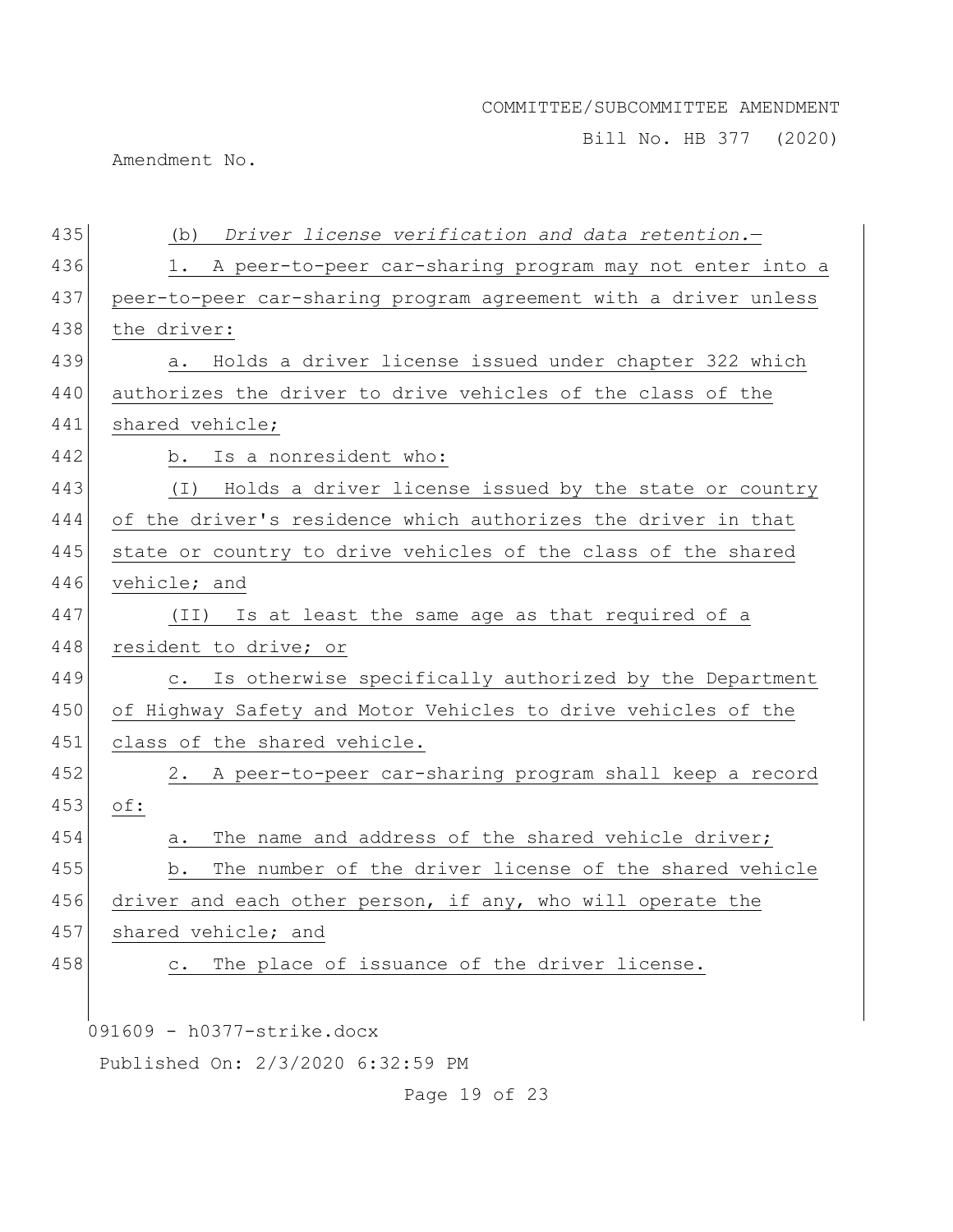(b) *Driver license verification and data retention.*—

1. A peer-to-peer car-sharing program may not enter into a peer-to-peer car-sharing program agreement with a driver unless the driver:

a. Holds a driver license issued under chapter 322 which authorizes the driver to drive vehicles of the class of the shared vehicle;

b. Is a nonresident who:

(I) Holds a driver license issued by the state or country of the driver's residence which authorizes the driver in that state or country to drive vehicles of the class of the shared vehicle; and

(II) Is at least the same age as that required of a resident to drive; or

c. Is otherwise specifically authorized by the Department of Highway Safety and Motor Vehicles to drive vehicles of the class of the shared vehicle.

2. A peer-to-peer car-sharing program shall keep a record of:

a. The name and address of the shared vehicle driver;

b. The number of the driver license of the shared vehicle driver and each other person, if any, who will operate the shared vehicle; and

c. The place of issuance of the driver license.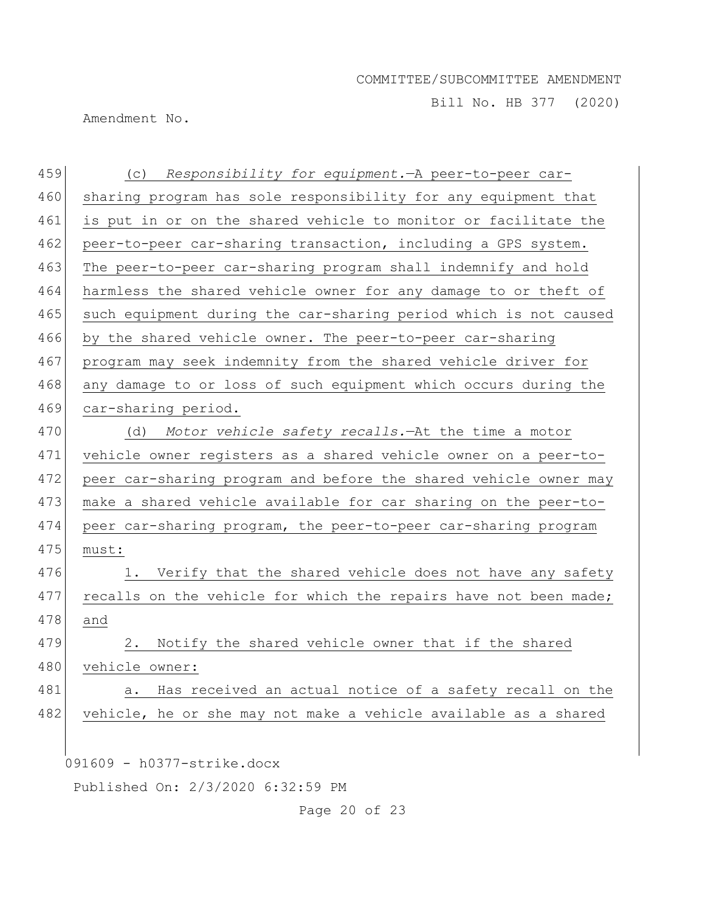(c) *Responsibility for equipment.*—A peer-to-peer car-sharing program has sole responsibility for any equipment that is put in or on the shared vehicle to monitor or facilitate the peer-to-peer car-sharing transaction, including a GPS system. The peer-to-peer car-sharing program shall indemnify and hold harmless the shared vehicle owner for any damage to or theft of such equipment during the car-sharing period which is not caused by the shared vehicle owner. The peer-to-peer car-sharing program may seek indemnity from the shared vehicle driver for any damage to or loss of such equipment which occurs during the car-sharing period.

(d) *Motor vehicle safety recalls.*—At the time a motor vehicle owner registers as a shared vehicle owner on a peer-to-peer car-sharing program and before the shared vehicle owner may make a shared vehicle available for car sharing on the peer-to-peer car-sharing program, the peer-to-peer car-sharing program must:

1. Verify that the shared vehicle does not have any safety recalls on the vehicle for which the repairs have not been made; and

2. Notify the shared vehicle owner that if the shared vehicle owner:

a. Has received an actual notice of a safety recall on the vehicle, he or she may not make a vehicle available as a shared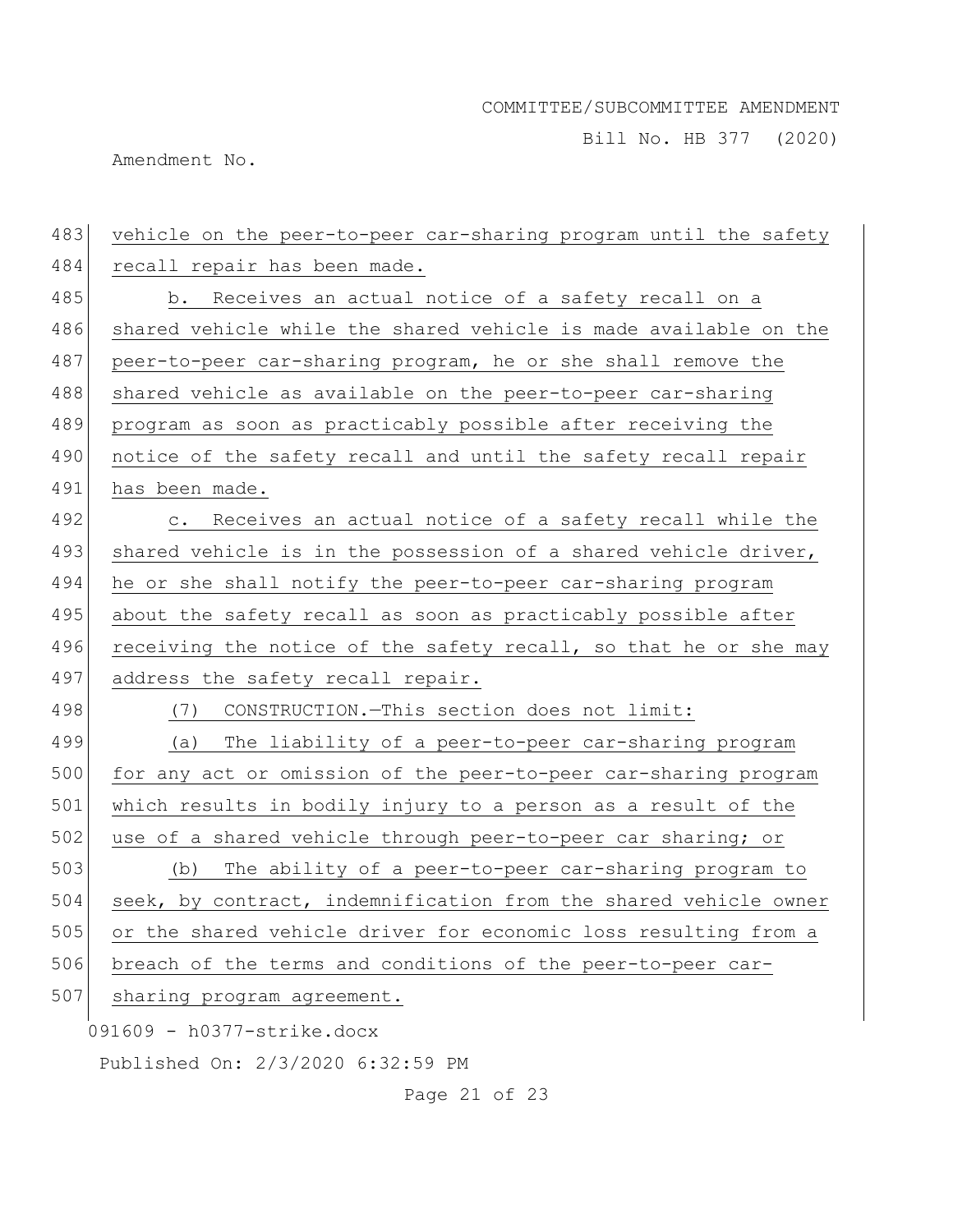vehicle on the peer-to-peer car-sharing program until the safety recall repair has been made.

b. Receives an actual notice of a safety recall on a shared vehicle while the shared vehicle is made available on the peer-to-peer car-sharing program, he or she shall remove the shared vehicle as available on the peer-to-peer car-sharing program as soon as practicably possible after receiving the notice of the safety recall and until the safety recall repair has been made.

c. Receives an actual notice of a safety recall while the shared vehicle is in the possession of a shared vehicle driver, he or she shall notify the peer-to-peer car-sharing program about the safety recall as soon as practicably possible after receiving the notice of the safety recall, so that he or she may address the safety recall repair.

(7) CONSTRUCTION.—This section does not limit:

(a) The liability of a peer-to-peer car-sharing program for any act or omission of the peer-to-peer car-sharing program which results in bodily injury to a person as a result of the use of a shared vehicle through peer-to-peer car sharing; or

(b) The ability of a peer-to-peer car-sharing program to seek, by contract, indemnification from the shared vehicle owner or the shared vehicle driver for economic loss resulting from a breach of the terms and conditions of the peer-to-peer car-sharing program agreement.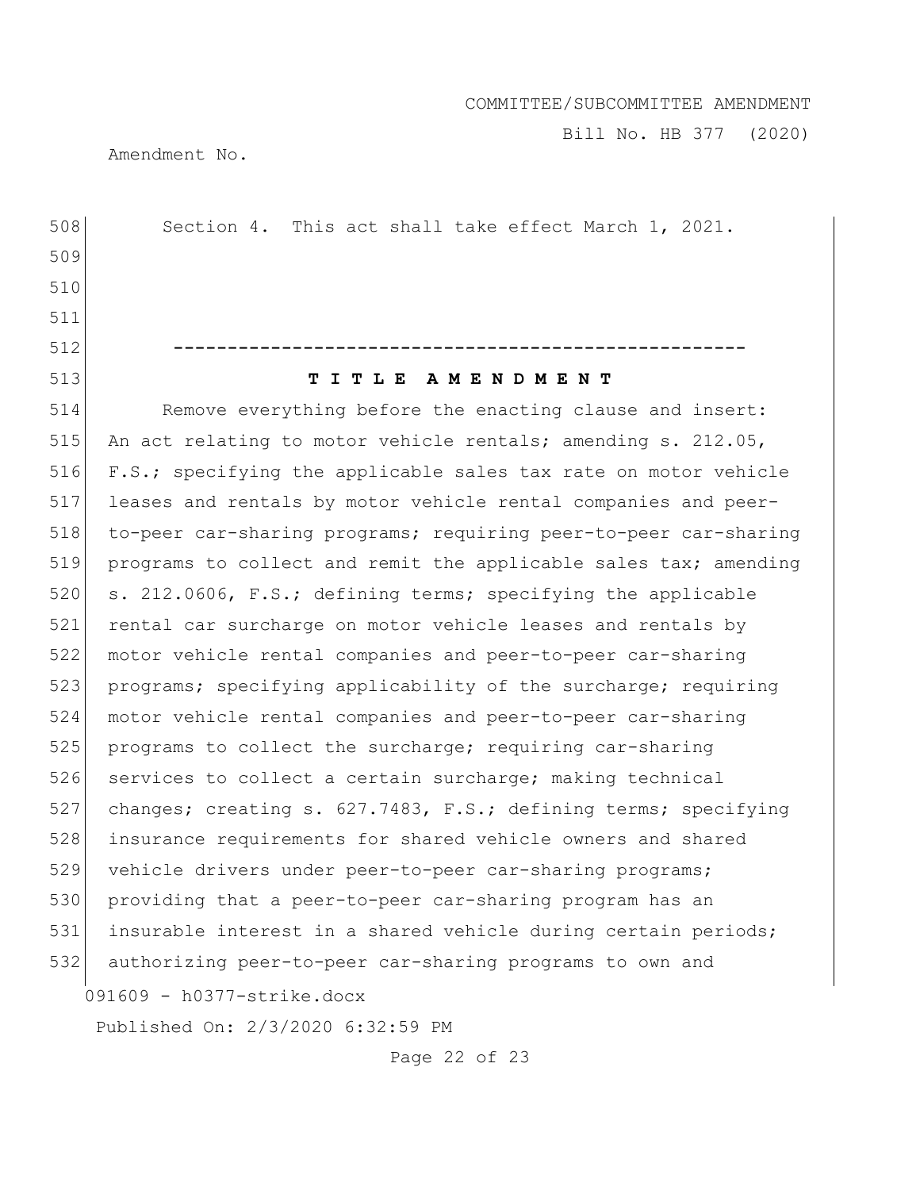Section 4. This act shall take effect March 1, 2021.

-----------------------------------------------------

**T I T L E A M E N D M E N T**

Remove everything before the enacting clause and insert:
An act relating to motor vehicle rentals; amending s. 212.05, F.S.; specifying the applicable sales tax rate on motor vehicle leases and rentals by motor vehicle rental companies and peer-to-peer car-sharing programs; requiring peer-to-peer car-sharing programs to collect and remit the applicable sales tax; amending s. 212.0606, F.S.; defining terms; specifying the applicable rental car surcharge on motor vehicle leases and rentals by motor vehicle rental companies and peer-to-peer car-sharing programs; specifying applicability of the surcharge; requiring motor vehicle rental companies and peer-to-peer car-sharing programs to collect the surcharge; requiring car-sharing services to collect a certain surcharge; making technical changes; creating s. 627.7483, F.S.; defining terms; specifying insurance requirements for shared vehicle owners and shared vehicle drivers under peer-to-peer car-sharing programs; providing that a peer-to-peer car-sharing program has an insurable interest in a shared vehicle during certain periods; authorizing peer-to-peer car-sharing programs to own and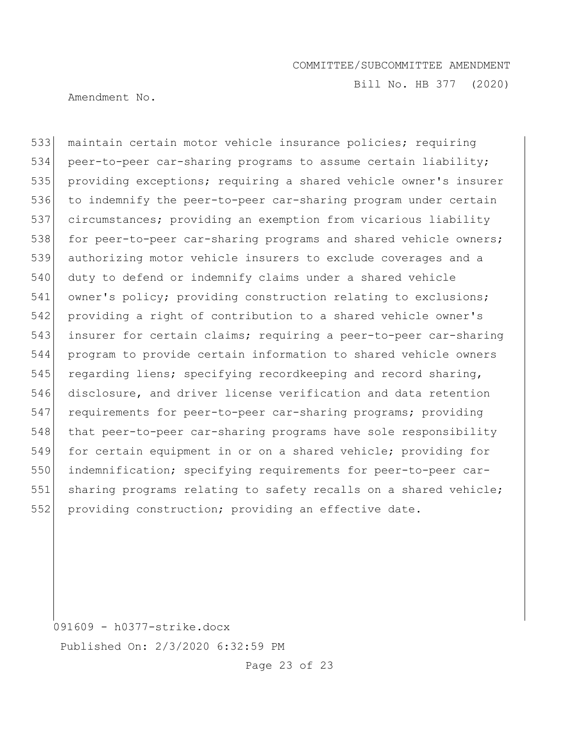533 maintain certain motor vehicle insurance policies; requiring
534 peer-to-peer car-sharing programs to assume certain liability;
535 providing exceptions; requiring a shared vehicle owner's insurer
536 to indemnify the peer-to-peer car-sharing program under certain
537 circumstances; providing an exemption from vicarious liability
538 for peer-to-peer car-sharing programs and shared vehicle owners;
539 authorizing motor vehicle insurers to exclude coverages and a
540 duty to defend or indemnify claims under a shared vehicle
541 owner's policy; providing construction relating to exclusions;
542 providing a right of contribution to a shared vehicle owner's
543 insurer for certain claims; requiring a peer-to-peer car-sharing
544 program to provide certain information to shared vehicle owners
545 regarding liens; specifying recordkeeping and record sharing,
546 disclosure, and driver license verification and data retention
547 requirements for peer-to-peer car-sharing programs; providing
548 that peer-to-peer car-sharing programs have sole responsibility
549 for certain equipment in or on a shared vehicle; providing for
550 indemnification; specifying requirements for peer-to-peer car-
551 sharing programs relating to safety recalls on a shared vehicle;
552 providing construction; providing an effective date.